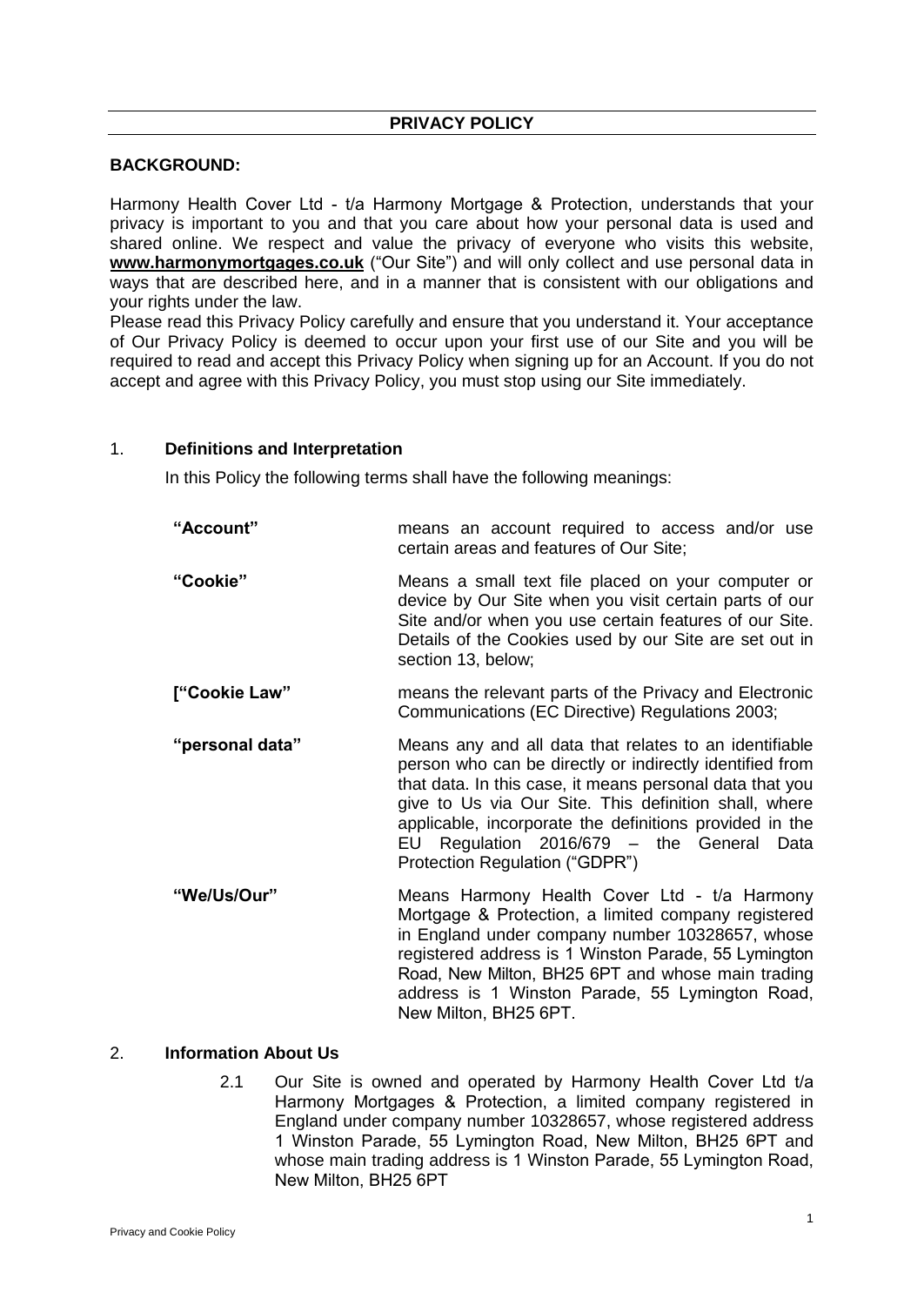# PRIVACY POLICY

**BACKGROUND:**

Harmony Health Cover Ltd - t/a Harmony Mortgage & Protection, understands that your privacy is important to you and that you care about how your personal data is used and shared online. We respect and value the privacy of everyone who visits this website, **www.harmonymortgages.co.uk** ("Our Site") and will only collect and use personal data in ways that are described here, and in a manner that is consistent with our obligations and your rights under the law.

Please read this Privacy Policy carefully and ensure that you understand it. Your acceptance of Our Privacy Policy is deemed to occur upon your first use of our Site and you will be required to read and accept this Privacy Policy when signing up for an Account. If you do not accept and agree with this Privacy Policy, you must stop using our Site immediately.

## 1. Definitions and Interpretation

In this Policy the following terms shall have the following meanings:

| | |
|---|---|
| **"Account"** | means an account required to access and/or use certain areas and features of Our Site; |
| **"Cookie"** | Means a small text file placed on your computer or device by Our Site when you visit certain parts of our Site and/or when you use certain features of our Site. Details of the Cookies used by our Site are set out in section 13, below; |
| **["Cookie Law"** | means the relevant parts of the Privacy and Electronic Communications (EC Directive) Regulations 2003; |
| **"personal data"** | Means any and all data that relates to an identifiable person who can be directly or indirectly identified from that data. In this case, it means personal data that you give to Us via Our Site. This definition shall, where applicable, incorporate the definitions provided in the EU Regulation 2016/679 – the General Data Protection Regulation ("GDPR") |
| **"We/Us/Our"** | Means Harmony Health Cover Ltd - t/a Harmony Mortgage & Protection, a limited company registered in England under company number 10328657, whose registered address is 1 Winston Parade, 55 Lymington Road, New Milton, BH25 6PT and whose main trading address is 1 Winston Parade, 55 Lymington Road, New Milton, BH25 6PT. |

## 2. Information About Us

2.1 Our Site is owned and operated by Harmony Health Cover Ltd t/a Harmony Mortgages & Protection, a limited company registered in England under company number 10328657, whose registered address 1 Winston Parade, 55 Lymington Road, New Milton, BH25 6PT and whose main trading address is 1 Winston Parade, 55 Lymington Road, New Milton, BH25 6PT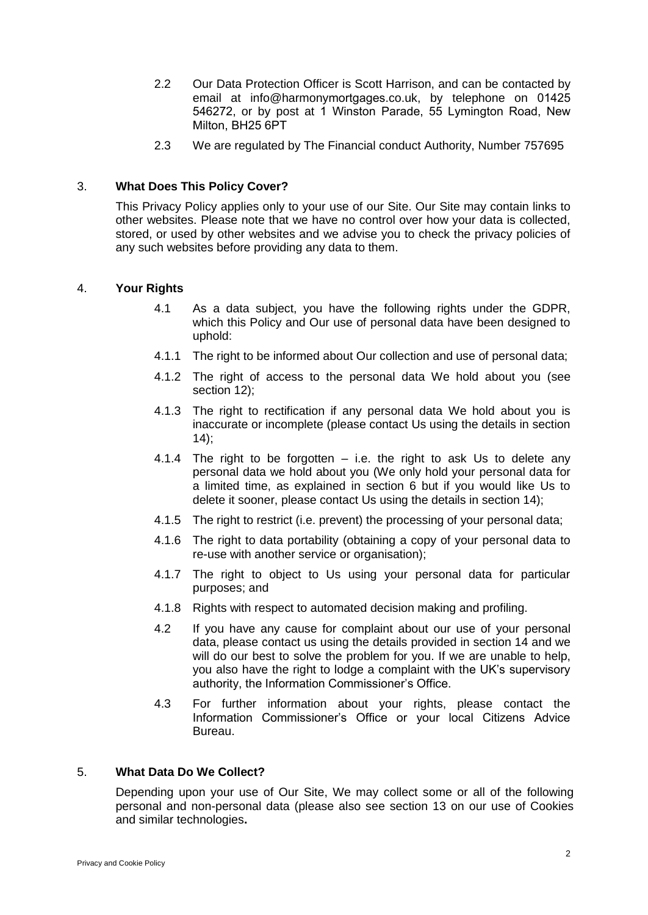2.2 Our Data Protection Officer is Scott Harrison, and can be contacted by email at info@harmonymortgages.co.uk, by telephone on 01425 546272, or by post at 1 Winston Parade, 55 Lymington Road, New Milton, BH25 6PT

2.3 We are regulated by The Financial conduct Authority, Number 757695

## 3. What Does This Policy Cover?

This Privacy Policy applies only to your use of our Site. Our Site may contain links to other websites. Please note that we have no control over how your data is collected, stored, or used by other websites and we advise you to check the privacy policies of any such websites before providing any data to them.

## 4. Your Rights

4.1 As a data subject, you have the following rights under the GDPR, which this Policy and Our use of personal data have been designed to uphold:

4.1.1 The right to be informed about Our collection and use of personal data;

4.1.2 The right of access to the personal data We hold about you (see section 12);

4.1.3 The right to rectification if any personal data We hold about you is inaccurate or incomplete (please contact Us using the details in section 14);

4.1.4 The right to be forgotten – i.e. the right to ask Us to delete any personal data we hold about you (We only hold your personal data for a limited time, as explained in section 6 but if you would like Us to delete it sooner, please contact Us using the details in section 14);

4.1.5 The right to restrict (i.e. prevent) the processing of your personal data;

4.1.6 The right to data portability (obtaining a copy of your personal data to re-use with another service or organisation);

4.1.7 The right to object to Us using your personal data for particular purposes; and

4.1.8 Rights with respect to automated decision making and profiling.

4.2 If you have any cause for complaint about our use of your personal data, please contact us using the details provided in section 14 and we will do our best to solve the problem for you. If we are unable to help, you also have the right to lodge a complaint with the UK's supervisory authority, the Information Commissioner's Office.

4.3 For further information about your rights, please contact the Information Commissioner's Office or your local Citizens Advice Bureau.

## 5. What Data Do We Collect?

Depending upon your use of Our Site, We may collect some or all of the following personal and non-personal data (please also see section 13 on our use of Cookies and similar technologies**.**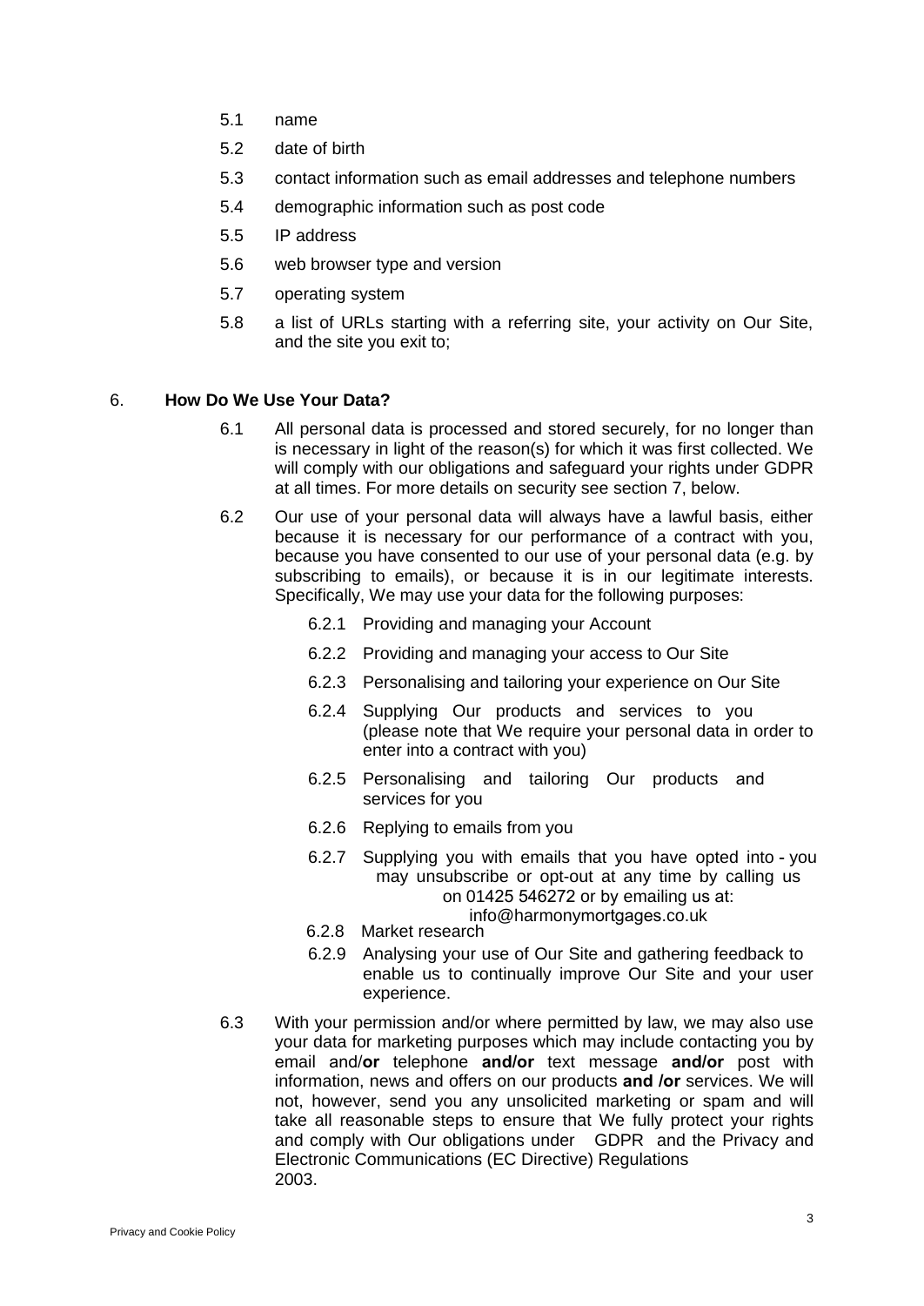5.1 name

5.2 date of birth

5.3 contact information such as email addresses and telephone numbers

5.4 demographic information such as post code

5.5 IP address

5.6 web browser type and version

5.7 operating system

5.8 a list of URLs starting with a referring site, your activity on Our Site, and the site you exit to;

## 6. **How Do We Use Your Data?**

6.1 All personal data is processed and stored securely, for no longer than is necessary in light of the reason(s) for which it was first collected. We will comply with our obligations and safeguard your rights under GDPR at all times. For more details on security see section 7, below.

6.2 Our use of your personal data will always have a lawful basis, either because it is necessary for our performance of a contract with you, because you have consented to our use of your personal data (e.g. by subscribing to emails), or because it is in our legitimate interests. Specifically, We may use your data for the following purposes:

6.2.1 Providing and managing your Account

6.2.2 Providing and managing your access to Our Site

6.2.3 Personalising and tailoring your experience on Our Site

6.2.4 Supplying Our products and services to you (please note that We require your personal data in order to enter into a contract with you)

6.2.5 Personalising and tailoring Our products and services for you

6.2.6 Replying to emails from you

6.2.7 Supplying you with emails that you have opted into - you may unsubscribe or opt-out at any time by calling us on 01425 546272 or by emailing us at: info@harmonymortgages.co.uk

6.2.8 Market research

6.2.9 Analysing your use of Our Site and gathering feedback to enable us to continually improve Our Site and your user experience.

6.3 With your permission and/or where permitted by law, we may also use your data for marketing purposes which may include contacting you by email and/**or** telephone **and/or** text message **and/or** post with information, news and offers on our products **and /or** services. We will not, however, send you any unsolicited marketing or spam and will take all reasonable steps to ensure that We fully protect your rights and comply with Our obligations under GDPR and the Privacy and Electronic Communications (EC Directive) Regulations 2003.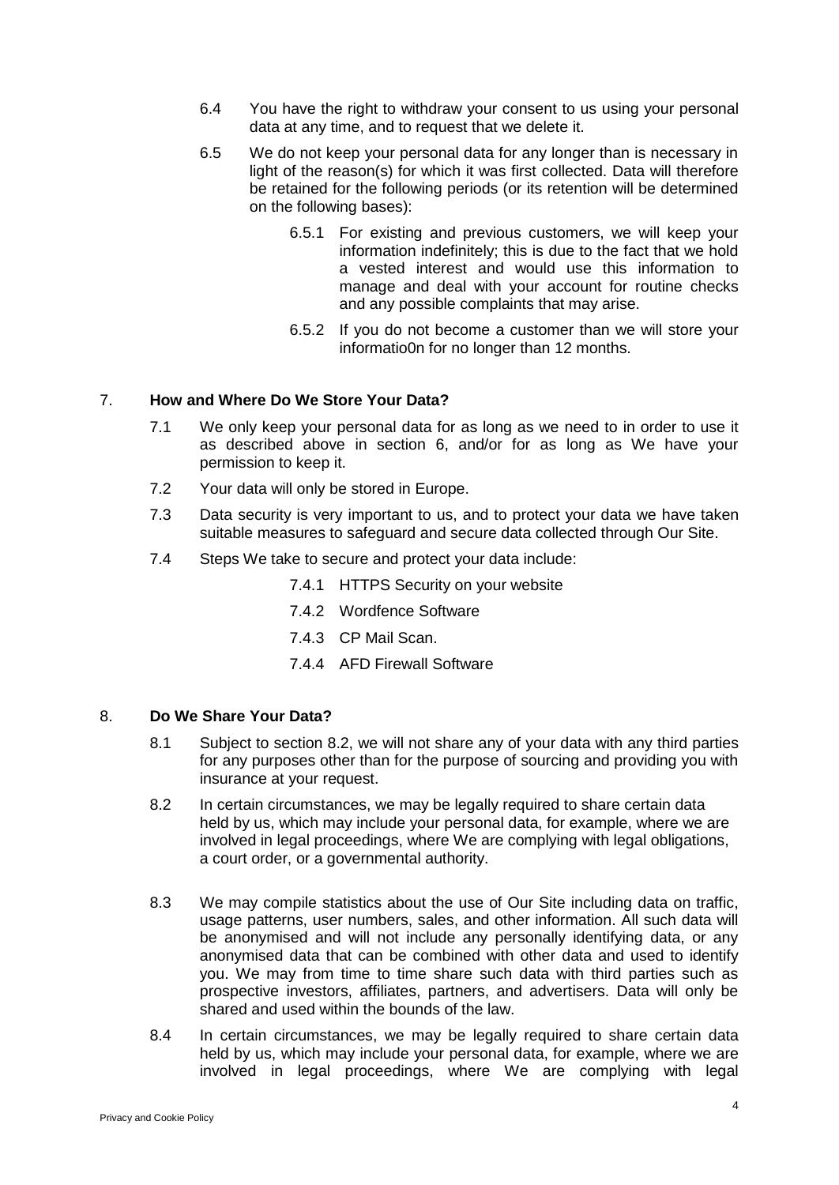6.4 You have the right to withdraw your consent to us using your personal data at any time, and to request that we delete it.

6.5 We do not keep your personal data for any longer than is necessary in light of the reason(s) for which it was first collected. Data will therefore be retained for the following periods (or its retention will be determined on the following bases):

6.5.1 For existing and previous customers, we will keep your information indefinitely; this is due to the fact that we hold a vested interest and would use this information to manage and deal with your account for routine checks and any possible complaints that may arise.

6.5.2 If you do not become a customer than we will store your informatio0n for no longer than 12 months.

## 7. **How and Where Do We Store Your Data?**

7.1 We only keep your personal data for as long as we need to in order to use it as described above in section 6, and/or for as long as We have your permission to keep it.

7.2 Your data will only be stored in Europe.

7.3 Data security is very important to us, and to protect your data we have taken suitable measures to safeguard and secure data collected through Our Site.

7.4 Steps We take to secure and protect your data include:

7.4.1 HTTPS Security on your website

7.4.2 Wordfence Software

7.4.3 CP Mail Scan.

7.4.4 AFD Firewall Software

## 8. **Do We Share Your Data?**

8.1 Subject to section 8.2, we will not share any of your data with any third parties for any purposes other than for the purpose of sourcing and providing you with insurance at your request.

8.2 In certain circumstances, we may be legally required to share certain data held by us, which may include your personal data, for example, where we are involved in legal proceedings, where We are complying with legal obligations, a court order, or a governmental authority.

8.3 We may compile statistics about the use of Our Site including data on traffic, usage patterns, user numbers, sales, and other information. All such data will be anonymised and will not include any personally identifying data, or any anonymised data that can be combined with other data and used to identify you. We may from time to time share such data with third parties such as prospective investors, affiliates, partners, and advertisers. Data will only be shared and used within the bounds of the law.

8.4 In certain circumstances, we may be legally required to share certain data held by us, which may include your personal data, for example, where we are involved in legal proceedings, where We are complying with legal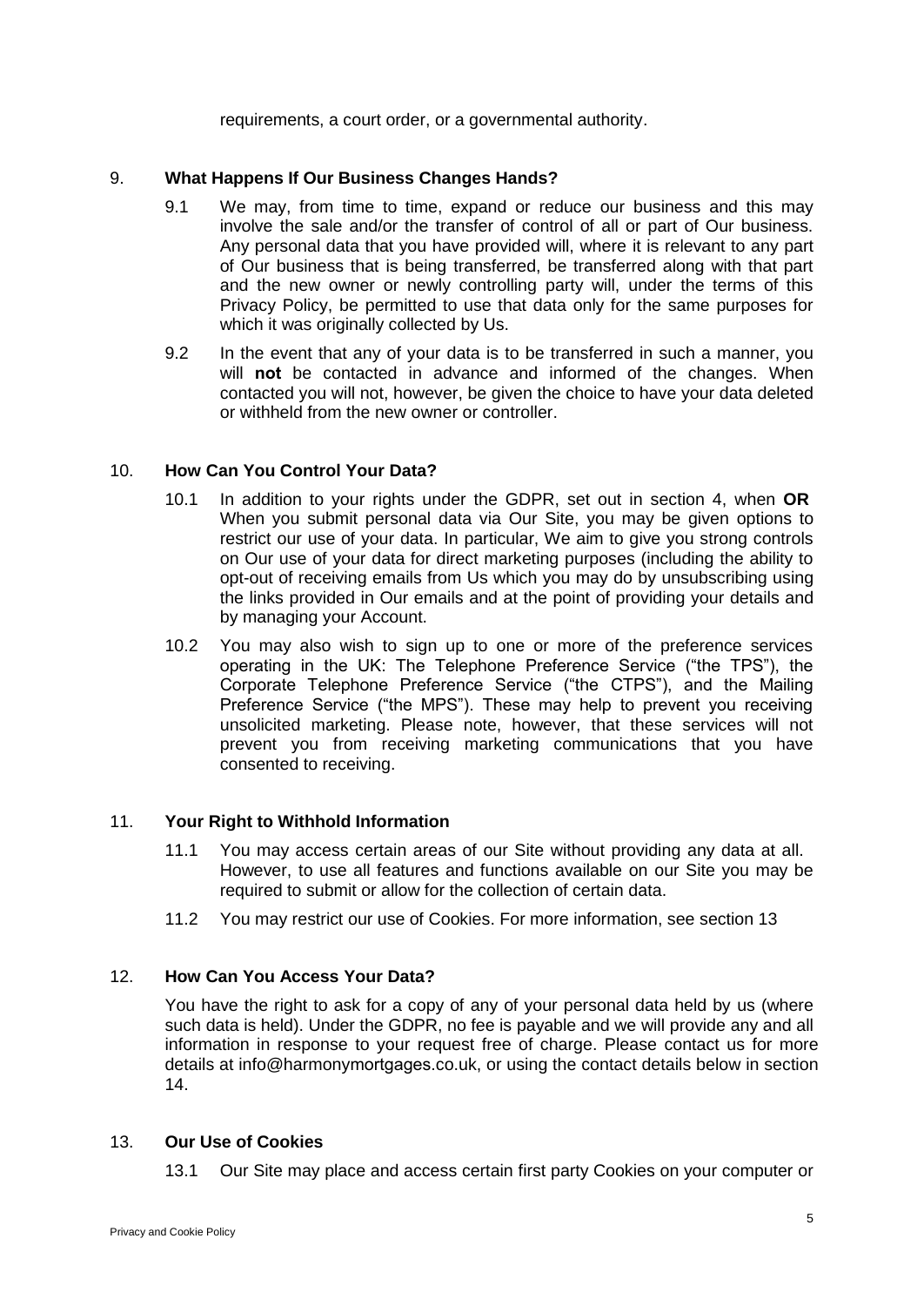requirements, a court order, or a governmental authority.

## 9. What Happens If Our Business Changes Hands?

9.1 We may, from time to time, expand or reduce our business and this may involve the sale and/or the transfer of control of all or part of Our business. Any personal data that you have provided will, where it is relevant to any part of Our business that is being transferred, be transferred along with that part and the new owner or newly controlling party will, under the terms of this Privacy Policy, be permitted to use that data only for the same purposes for which it was originally collected by Us.

9.2 In the event that any of your data is to be transferred in such a manner, you will **not** be contacted in advance and informed of the changes. When contacted you will not, however, be given the choice to have your data deleted or withheld from the new owner or controller.

## 10. How Can You Control Your Data?

10.1 In addition to your rights under the GDPR, set out in section 4, when **OR** When you submit personal data via Our Site, you may be given options to restrict our use of your data. In particular, We aim to give you strong controls on Our use of your data for direct marketing purposes (including the ability to opt-out of receiving emails from Us which you may do by unsubscribing using the links provided in Our emails and at the point of providing your details and by managing your Account.

10.2 You may also wish to sign up to one or more of the preference services operating in the UK: The Telephone Preference Service ("the TPS"), the Corporate Telephone Preference Service ("the CTPS"), and the Mailing Preference Service ("the MPS"). These may help to prevent you receiving unsolicited marketing. Please note, however, that these services will not prevent you from receiving marketing communications that you have consented to receiving.

## 11. Your Right to Withhold Information

11.1 You may access certain areas of our Site without providing any data at all. However, to use all features and functions available on our Site you may be required to submit or allow for the collection of certain data.

11.2 You may restrict our use of Cookies. For more information, see section 13

## 12. How Can You Access Your Data?

You have the right to ask for a copy of any of your personal data held by us (where such data is held). Under the GDPR, no fee is payable and we will provide any and all information in response to your request free of charge. Please contact us for more details at info@harmonymortgages.co.uk, or using the contact details below in section 14.

## 13. Our Use of Cookies

13.1 Our Site may place and access certain first party Cookies on your computer or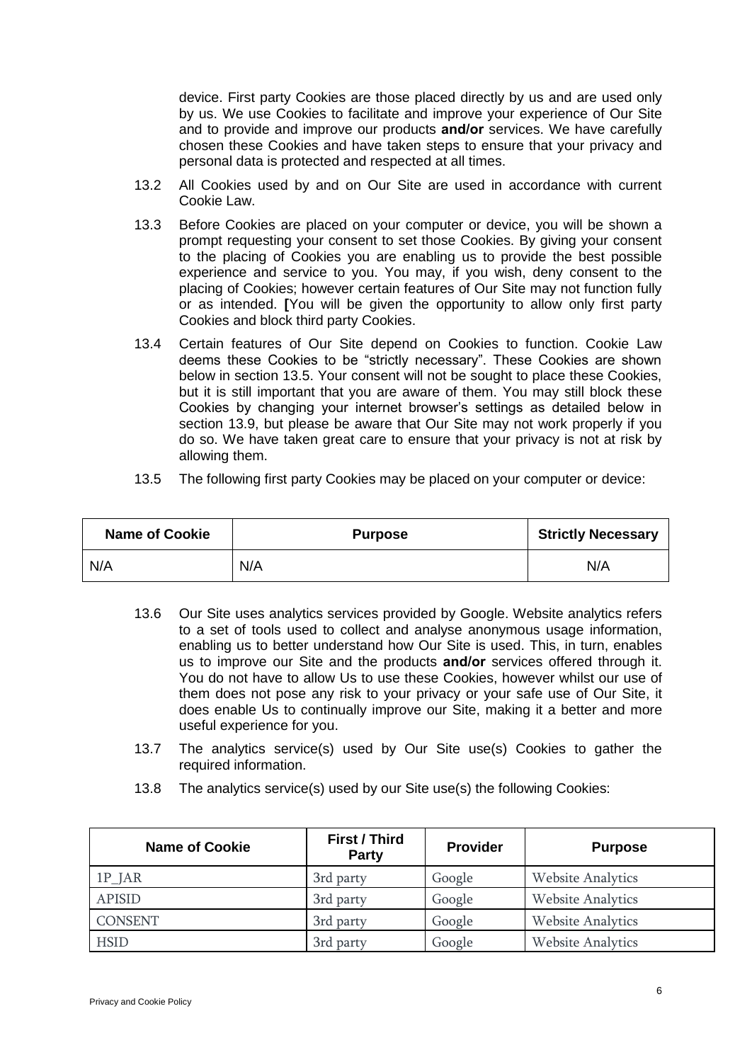device. First party Cookies are those placed directly by us and are used only by us. We use Cookies to facilitate and improve your experience of Our Site and to provide and improve our products **and/or** services. We have carefully chosen these Cookies and have taken steps to ensure that your privacy and personal data is protected and respected at all times.

13.2 All Cookies used by and on Our Site are used in accordance with current Cookie Law.

13.3 Before Cookies are placed on your computer or device, you will be shown a prompt requesting your consent to set those Cookies. By giving your consent to the placing of Cookies you are enabling us to provide the best possible experience and service to you. You may, if you wish, deny consent to the placing of Cookies; however certain features of Our Site may not function fully or as intended. **[**You will be given the opportunity to allow only first party Cookies and block third party Cookies.

13.4 Certain features of Our Site depend on Cookies to function. Cookie Law deems these Cookies to be "strictly necessary". These Cookies are shown below in section 13.5. Your consent will not be sought to place these Cookies, but it is still important that you are aware of them. You may still block these Cookies by changing your internet browser's settings as detailed below in section 13.9, but please be aware that Our Site may not work properly if you do so. We have taken great care to ensure that your privacy is not at risk by allowing them.

13.5 The following first party Cookies may be placed on your computer or device:

| Name of Cookie | Purpose | Strictly Necessary |
|---|---|---|
| N/A | N/A | N/A |

13.6 Our Site uses analytics services provided by Google. Website analytics refers to a set of tools used to collect and analyse anonymous usage information, enabling us to better understand how Our Site is used. This, in turn, enables us to improve our Site and the products **and/or** services offered through it. You do not have to allow Us to use these Cookies, however whilst our use of them does not pose any risk to your privacy or your safe use of Our Site, it does enable Us to continually improve our Site, making it a better and more useful experience for you.

13.7 The analytics service(s) used by Our Site use(s) Cookies to gather the required information.

13.8 The analytics service(s) used by our Site use(s) the following Cookies:

| Name of Cookie | First / Third Party | Provider | Purpose |
|---|---|---|---|
| 1P_JAR | 3rd party | Google | Website Analytics |
| APISID | 3rd party | Google | Website Analytics |
| CONSENT | 3rd party | Google | Website Analytics |
| HSID | 3rd party | Google | Website Analytics |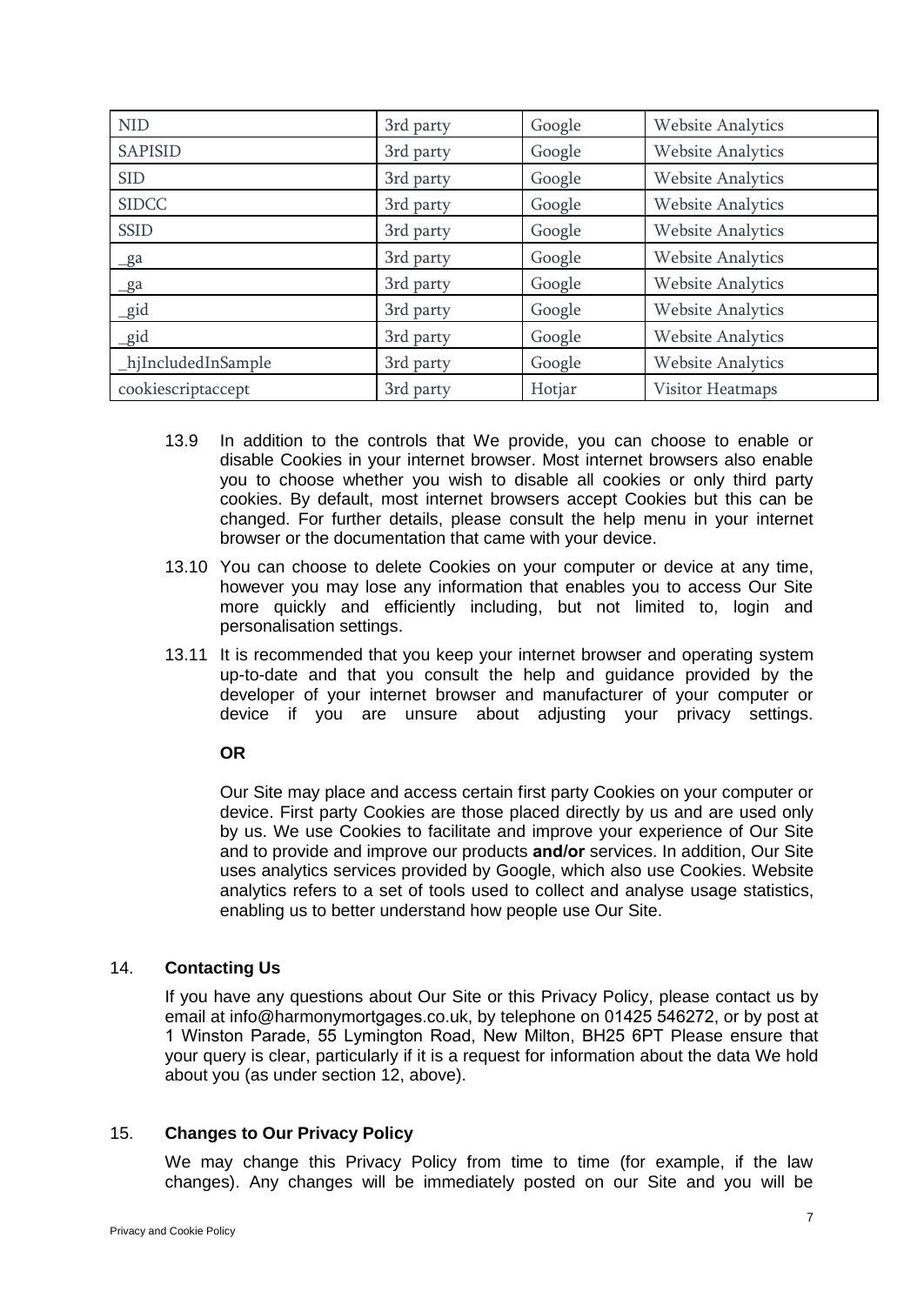| NID | 3rd party | Google | Website Analytics |
|---|---|---|---|
| SAPISID | 3rd party | Google | Website Analytics |
| SID | 3rd party | Google | Website Analytics |
| SIDCC | 3rd party | Google | Website Analytics |
| SSID | 3rd party | Google | Website Analytics |
| _ga | 3rd party | Google | Website Analytics |
| _ga | 3rd party | Google | Website Analytics |
| _gid | 3rd party | Google | Website Analytics |
| _gid | 3rd party | Google | Website Analytics |
| _hjIncludedInSample | 3rd party | Google | Website Analytics |
| cookiescriptaccept | 3rd party | Hotjar | Visitor Heatmaps |

13.9 In addition to the controls that We provide, you can choose to enable or disable Cookies in your internet browser. Most internet browsers also enable you to choose whether you wish to disable all cookies or only third party cookies. By default, most internet browsers accept Cookies but this can be changed. For further details, please consult the help menu in your internet browser or the documentation that came with your device.

13.10 You can choose to delete Cookies on your computer or device at any time, however you may lose any information that enables you to access Our Site more quickly and efficiently including, but not limited to, login and personalisation settings.

13.11 It is recommended that you keep your internet browser and operating system up-to-date and that you consult the help and guidance provided by the developer of your internet browser and manufacturer of your computer or device if you are unsure about adjusting your privacy settings.

**OR**

Our Site may place and access certain first party Cookies on your computer or device. First party Cookies are those placed directly by us and are used only by us. We use Cookies to facilitate and improve your experience of Our Site and to provide and improve our products **and/or** services. In addition, Our Site uses analytics services provided by Google, which also use Cookies. Website analytics refers to a set of tools used to collect and analyse usage statistics, enabling us to better understand how people use Our Site.

## 14. **Contacting Us**

If you have any questions about Our Site or this Privacy Policy, please contact us by email at info@harmonymortgages.co.uk, by telephone on 01425 546272, or by post at 1 Winston Parade, 55 Lymington Road, New Milton, BH25 6PT Please ensure that your query is clear, particularly if it is a request for information about the data We hold about you (as under section 12, above).

## 15. **Changes to Our Privacy Policy**

We may change this Privacy Policy from time to time (for example, if the law changes). Any changes will be immediately posted on our Site and you will be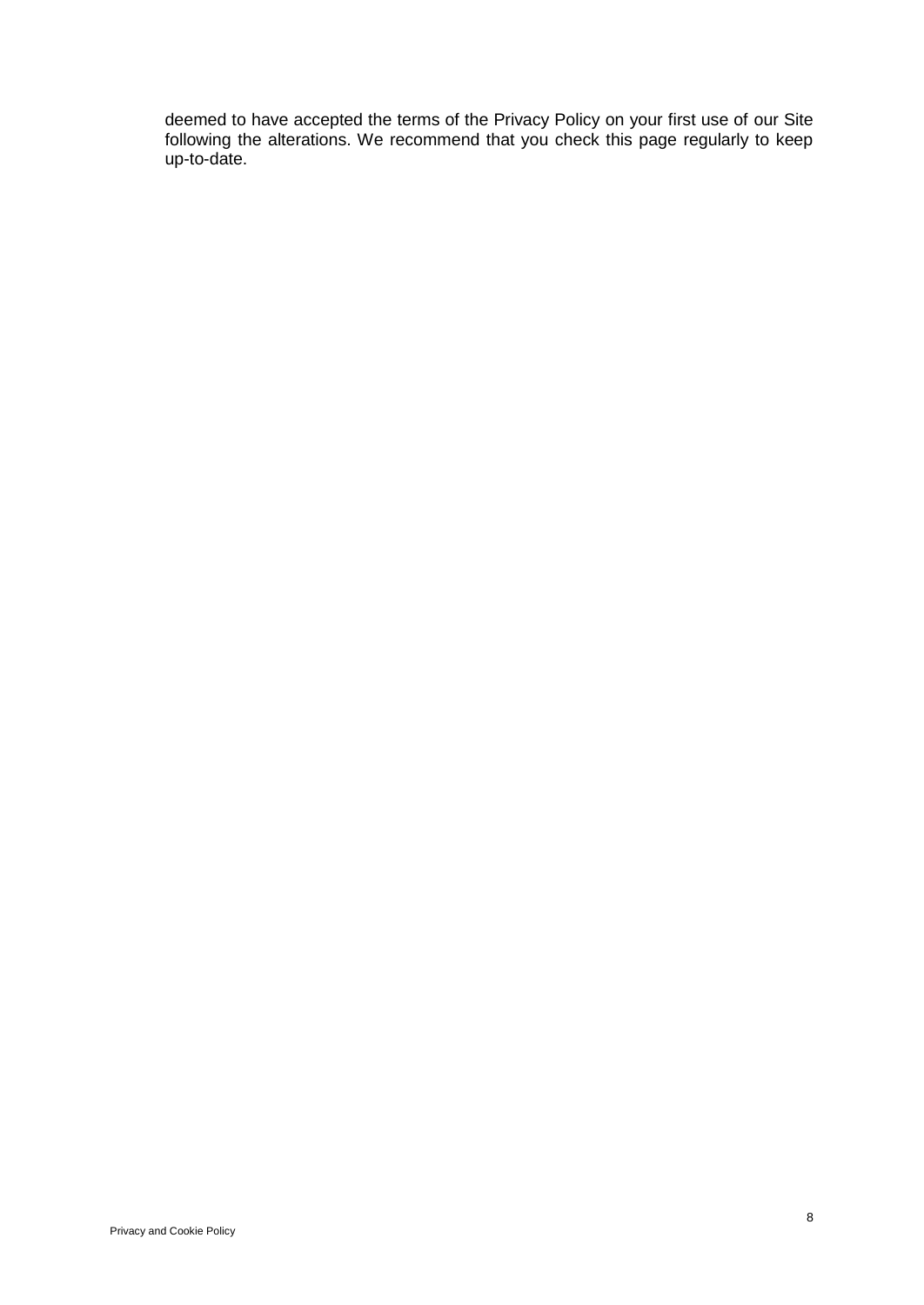deemed to have accepted the terms of the Privacy Policy on your first use of our Site following the alterations. We recommend that you check this page regularly to keep up-to-date.